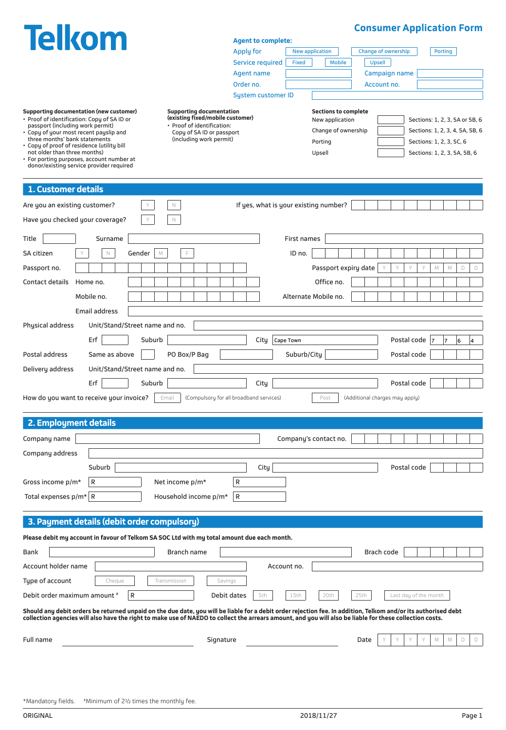# Telkom

## Consumer Application Form

**Agent to complete:**

Apply for: New application | Change of ownership | Porting

Service required: Fixed | Mobile | Upsell

Agent name: ______ Campaign name: ______

Order no.: ______ Account no.: ______

System customer ID: ______

**Supporting documentation (new customer)**

- Proof of identification: Copy of SA ID or passport (including work permit)
- Copy of your most recent payslip and three months' bank statements
- Copy of proof of residence (utility bill not older than three months)
- For porting purposes, account number at donor/existing service provider required

**Supporting documentation (existing fixed/mobile customer)**

- Proof of identification: Copy of SA ID or passport (including work permit)

**Sections to complete**

| | | |
|---|---|---|
| New application | | Sections: 1, 2, 3, 5A or 5B, 6 |
| Change of ownership | | Sections: 1, 2, 3, 4, 5A, 5B, 6 |
| Porting | | Sections: 1, 2, 3, 5C, 6 |
| Upsell | | Sections: 1, 2, 3, 5A, 5B, 6 |

## 1. Customer details

Are you an existing customer? Y / N If yes, what is your existing number? ______

Have you checked your coverage? Y / N

Title ______ Surname ______ First names ______

SA citizen Y / N Gender M / F ID no. ______

Passport no. ______ Passport expiry date Y Y Y Y M M D D

Contact details Home no. ______ Office no. ______

Mobile no. ______ Alternate Mobile no. ______

Email address ______

Physical address Unit/Stand/Street name and no. ______

Erf ______ Suburb ______ City Cape Town Postal code 7 7 6 4

Postal address Same as above ______ PO Box/P Bag ______ Suburb/City ______ Postal code ______

Delivery address Unit/Stand/Street name and no. ______

Erf ______ Suburb ______ City ______ Postal code ______

How do you want to receive your invoice? Email (Compulsory for all broadband services) Post (Additional charges may apply)

## 2. Employment details

Company name ______ Company's contact no. ______

Company address ______

Suburb ______ City ______ Postal code ______

Gross income p/m* R ______ Net income p/m* R ______

Total expenses p/m* R ______ Household income p/m* R ______

## 3. Payment details (debit order compulsory)

**Please debit my account in favour of Telkom SA SOC Ltd with my total amount due each month.**

Bank ______ Branch name ______ Brach code ______

Account holder name ______ Account no. ______

Type of account Cheque | Transmission | Savings

Debit order maximum amount # R ______ Debit dates 5th | 15th | 20th | 25th | Last day of the month

**Should any debit orders be returned unpaid on the due date, you will be liable for a debit order rejection fee. In addition, Telkom and/or its authorised debt collection agencies will also have the right to make use of NAEDO to collect the arrears amount, and you will also be liable for these collection costs.**

Full name ______ Signature ______ Date Y Y Y Y M M D D

*Mandatory fields. #Minimum of 2½ times the monthly fee.

ORIGINAL 2018/11/27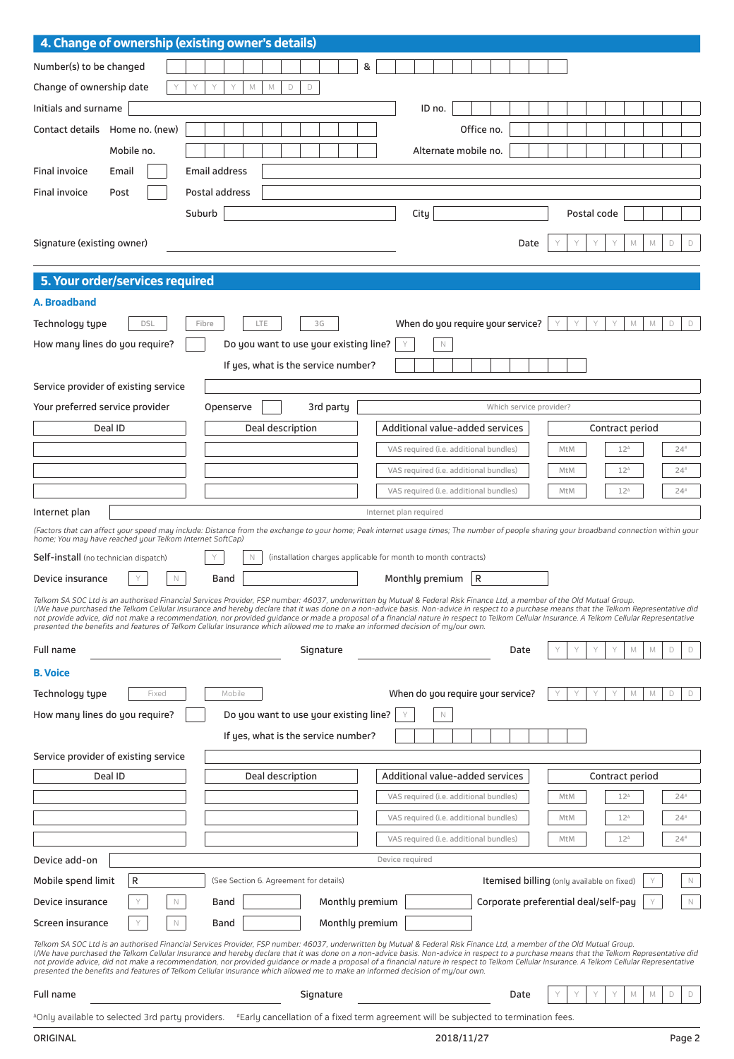## 4. Change of ownership (existing owner's details)

Number(s) to be changed &

Change of ownership date Y Y Y Y M M D D

Initials and surname | ID no.

Contact details | Home no. (new) | Office no.

Mobile no. | Alternate mobile no.

Final invoice | Email | Email address

Final invoice | Post | Postal address

Suburb | City | Postal code

Signature (existing owner) | Date Y Y Y Y M M D D

## 5. Your order/services required

### A. Broadband

Technology type: DSL | Fibre | LTE | 3G

When do you require your service? Y Y Y Y M M D D

How many lines do you require?

Do you want to use your existing line? Y | N

If yes, what is the service number?

Service provider of existing service

Your preferred service provider: Openserve | 3rd party | Which service provider?

| Deal ID | Deal description | Additional value-added services | Contract period | | |
|---|---|---|---|---|---|
| | | VAS required (i.e. additional bundles) | MtM | 12[^] | 24[#] |
| | | VAS required (i.e. additional bundles) | MtM | 12[^] | 24[#] |
| | | VAS required (i.e. additional bundles) | MtM | 12[^] | 24[#] |

Internet plan | Internet plan required

*(Factors that can affect your speed may include: Distance from the exchange to your home; Peak internet usage times; The number of people sharing your broadband connection within your home; You may have reached your Telkom Internet SoftCap)*

Self-install (no technician dispatch) Y | N (installation charges applicable for month to month contracts)

Device insurance Y | N | Band | Monthly premium R

*Telkom SA SOC Ltd is an authorised Financial Services Provider, FSP number: 46037, underwritten by Mutual & Federal Risk Finance Ltd, a member of the Old Mutual Group. I/We have purchased the Telkom Cellular Insurance and hereby declare that it was done on a non-advice basis. Non-advice in respect to a purchase means that the Telkom Representative did not provide advice, did not make a recommendation, nor provided guidance or made a proposal of a financial nature in respect to Telkom Cellular Insurance. A Telkom Cellular Representative presented the benefits and features of Telkom Cellular Insurance which allowed me to make an informed decision of my/our own.*

Full name | Signature | Date Y Y Y Y M M D D

### B. Voice

Technology type: Fixed | Mobile

When do you require your service? Y Y Y Y M M D D

How many lines do you require?

Do you want to use your existing line? Y | N

If yes, what is the service number?

Service provider of existing service

| Deal ID | Deal description | Additional value-added services | Contract period | | |
|---|---|---|---|---|---|
| | | VAS required (i.e. additional bundles) | MtM | 12[^] | 24[#] |
| | | VAS required (i.e. additional bundles) | MtM | 12[^] | 24[#] |
| | | VAS required (i.e. additional bundles) | MtM | 12[^] | 24[#] |

Device add-on | Device required

Mobile spend limit R (See Section 6. Agreement for details)

Itemised billing (only available on fixed) Y | N

Device insurance Y | N | Band | Monthly premium

Corporate preferential deal/self-pay Y | N

Screen insurance Y | N | Band | Monthly premium

*Telkom SA SOC Ltd is an authorised Financial Services Provider, FSP number: 46037, underwritten by Mutual & Federal Risk Finance Ltd, a member of the Old Mutual Group. I/We have purchased the Telkom Cellular Insurance and hereby declare that it was done on a non-advice basis. Non-advice in respect to a purchase means that the Telkom Representative did not provide advice, did not make a recommendation, nor provided guidance or made a proposal of a financial nature in respect to Telkom Cellular Insurance. A Telkom Cellular Representative presented the benefits and features of Telkom Cellular Insurance which allowed me to make an informed decision of my/our own.*

Full name | Signature | Date Y Y Y Y M M D D

[^]Only available to selected 3rd party providers. [#]Early cancellation of a fixed term agreement will be subjected to termination fees.

ORIGINAL 2018/11/27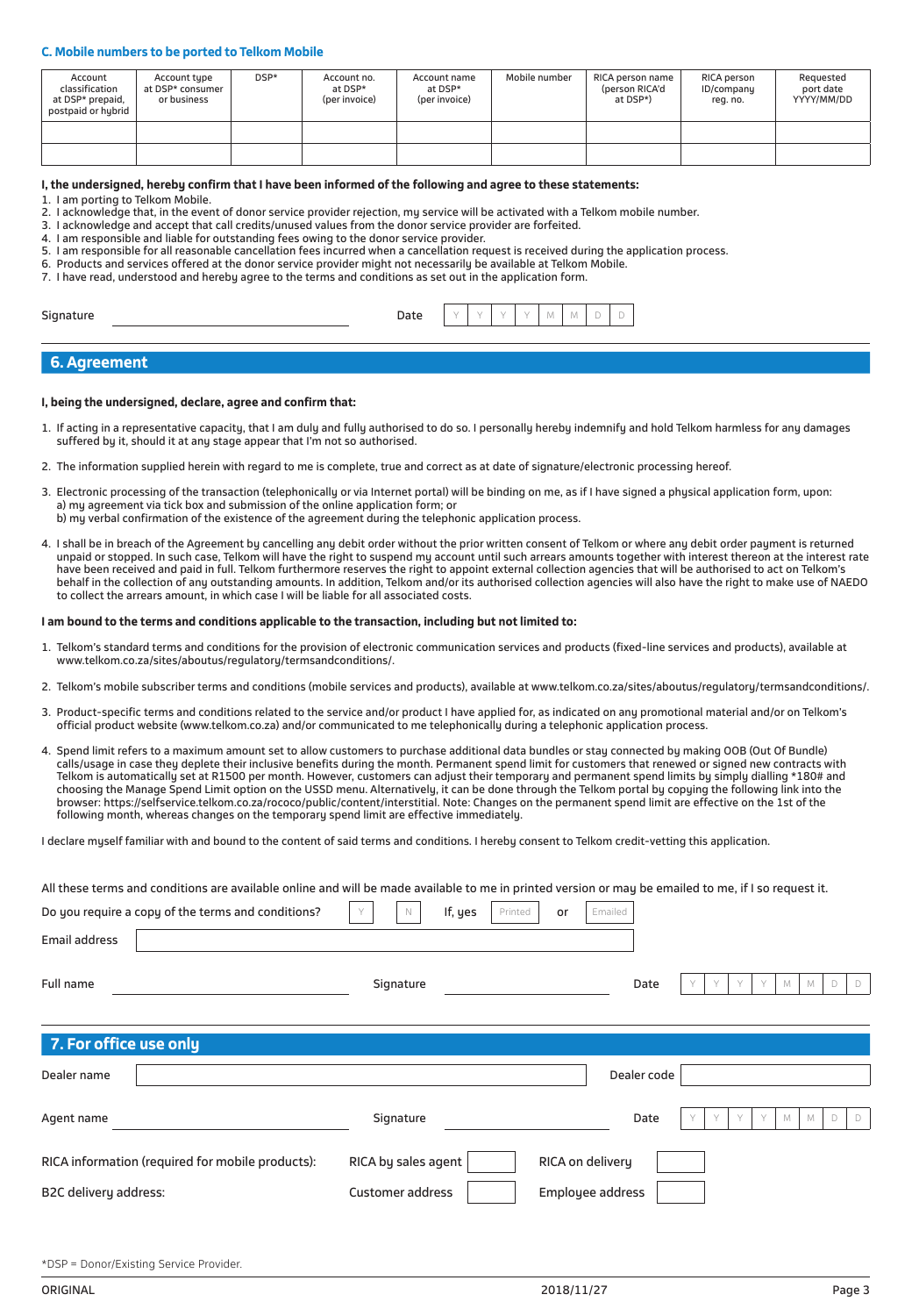## C. Mobile numbers to be ported to Telkom Mobile

| Account classification at DSP* prepaid, postpaid or hybrid | Account type at DSP* consumer or business | DSP* | Account no. at DSP* (per invoice) | Account name at DSP* (per invoice) | Mobile number | RICA person name (person RICA'd at DSP*) | RICA person ID/company reg. no. | Requested port date YYYY/MM/DD |
|---|---|---|---|---|---|---|---|---|
| | | | | | | | | |
| | | | | | | | | |

**I, the undersigned, hereby confirm that I have been informed of the following and agree to these statements:**

1. I am porting to Telkom Mobile.
2. I acknowledge that, in the event of donor service provider rejection, my service will be activated with a Telkom mobile number.
3. I acknowledge and accept that call credits/unused values from the donor service provider are forfeited.
4. I am responsible and liable for outstanding fees owing to the donor service provider.
5. I am responsible for all reasonable cancellation fees incurred when a cancellation request is received during the application process.
6. Products and services offered at the donor service provider might not necessarily be available at Telkom Mobile.
7. I have read, understood and hereby agree to the terms and conditions as set out in the application form.

Signature ____________________ Date Y Y Y Y M M D D

## 6. Agreement

**I, being the undersigned, declare, agree and confirm that:**

1. If acting in a representative capacity, that I am duly and fully authorised to do so. I personally hereby indemnify and hold Telkom harmless for any damages suffered by it, should it at any stage appear that I'm not so authorised.
2. The information supplied herein with regard to me is complete, true and correct as at date of signature/electronic processing hereof.
3. Electronic processing of the transaction (telephonically or via Internet portal) will be binding on me, as if I have signed a physical application form, upon:
   a) my agreement via tick box and submission of the online application form; or
   b) my verbal confirmation of the existence of the agreement during the telephonic application process.
4. I shall be in breach of the Agreement by cancelling any debit order without the prior written consent of Telkom or where any debit order payment is returned unpaid or stopped. In such case, Telkom will have the right to suspend my account until such arrears amounts together with interest thereon at the interest rate have been received and paid in full. Telkom furthermore reserves the right to appoint external collection agencies that will be authorised to act on Telkom's behalf in the collection of any outstanding amounts. In addition, Telkom and/or its authorised collection agencies will also have the right to make use of NAEDO to collect the arrears amount, in which case I will be liable for all associated costs.

**I am bound to the terms and conditions applicable to the transaction, including but not limited to:**

1. Telkom's standard terms and conditions for the provision of electronic communication services and products (fixed-line services and products), available at www.telkom.co.za/sites/aboutus/regulatory/termsandconditions/.
2. Telkom's mobile subscriber terms and conditions (mobile services and products), available at www.telkom.co.za/sites/aboutus/regulatory/termsandconditions/.
3. Product-specific terms and conditions related to the service and/or product I have applied for, as indicated on any promotional material and/or on Telkom's official product website (www.telkom.co.za) and/or communicated to me telephonically during a telephonic application process.
4. Spend limit refers to a maximum amount set to allow customers to purchase additional data bundles or stay connected by making OOB (Out Of Bundle) calls/usage in case they deplete their inclusive benefits during the month. Permanent spend limit for customers that renewed or signed new contracts with Telkom is automatically set at R1500 per month. However, customers can adjust their temporary and permanent spend limits by simply dialling *180# and choosing the Manage Spend Limit option on the USSD menu. Alternatively, it can be done through the Telkom portal by copying the following link into the browser: https://selfservice.telkom.co.za/rococo/public/content/interstitial. Note: Changes on the permanent spend limit are effective on the 1st of the following month, whereas changes on the temporary spend limit are effective immediately.

I declare myself familiar with and bound to the content of said terms and conditions. I hereby consent to Telkom credit-vetting this application.

All these terms and conditions are available online and will be made available to me in printed version or may be emailed to me, if I so request it.

Do you require a copy of the terms and conditions? Y N If, yes Printed or Emailed

Email address ____________________

Full name ____________________ Signature ____________________ Date Y Y Y Y M M D D

## 7. For office use only

Dealer name ____________________ Dealer code ____________________

Agent name ____________________ Signature ____________________ Date Y Y Y Y M M D D

RICA information (required for mobile products): RICA by sales agent ☐ RICA on delivery ☐

B2C delivery address: Customer address ☐ Employee address ☐

*DSP = Donor/Existing Service Provider.

ORIGINAL 2018/11/27